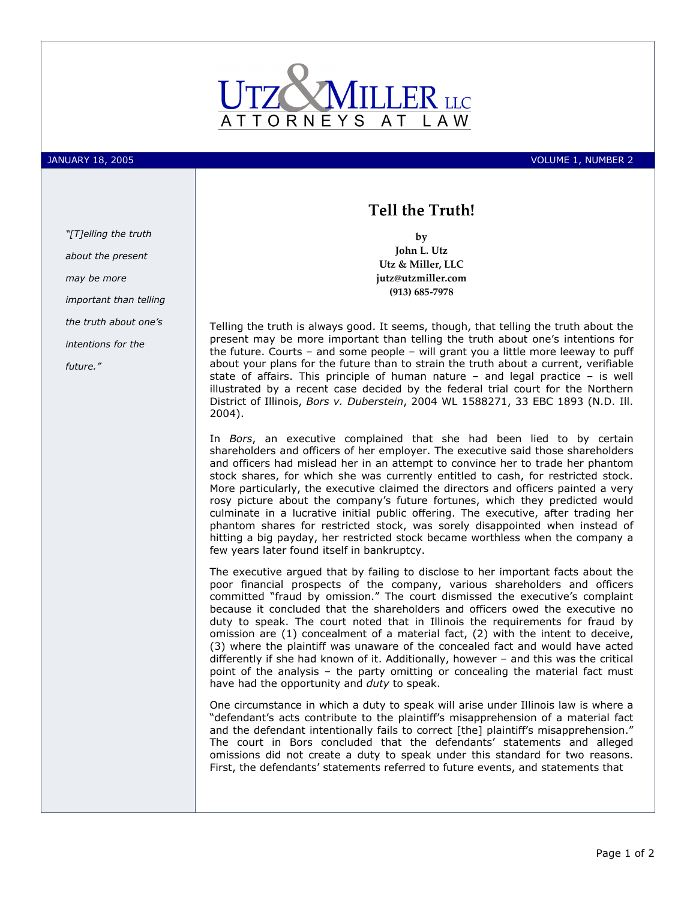UTZ & MILLER LLC
ATTORNEYS AT LAW

JANUARY 18, 2005 VOLUME 1, NUMBER 2

*"[T]elling the truth about the present may be more important than telling the truth about one's intentions for the future."*

# Tell the Truth!

**by**
**John L. Utz**
**Utz & Miller, LLC**
**jutz@utzmiller.com**
**(913) 685-7978**

Telling the truth is always good. It seems, though, that telling the truth about the present may be more important than telling the truth about one's intentions for the future. Courts – and some people – will grant you a little more leeway to puff about your plans for the future than to strain the truth about a current, verifiable state of affairs. This principle of human nature – and legal practice – is well illustrated by a recent case decided by the federal trial court for the Northern District of Illinois, *Bors v. Duberstein*, 2004 WL 1588271, 33 EBC 1893 (N.D. Ill. 2004).

In *Bors*, an executive complained that she had been lied to by certain shareholders and officers of her employer. The executive said those shareholders and officers had mislead her in an attempt to convince her to trade her phantom stock shares, for which she was currently entitled to cash, for restricted stock. More particularly, the executive claimed the directors and officers painted a very rosy picture about the company's future fortunes, which they predicted would culminate in a lucrative initial public offering. The executive, after trading her phantom shares for restricted stock, was sorely disappointed when instead of hitting a big payday, her restricted stock became worthless when the company a few years later found itself in bankruptcy.

The executive argued that by failing to disclose to her important facts about the poor financial prospects of the company, various shareholders and officers committed "fraud by omission." The court dismissed the executive's complaint because it concluded that the shareholders and officers owed the executive no duty to speak. The court noted that in Illinois the requirements for fraud by omission are (1) concealment of a material fact, (2) with the intent to deceive, (3) where the plaintiff was unaware of the concealed fact and would have acted differently if she had known of it. Additionally, however – and this was the critical point of the analysis – the party omitting or concealing the material fact must have had the opportunity and *duty* to speak.

One circumstance in which a duty to speak will arise under Illinois law is where a "defendant's acts contribute to the plaintiff's misapprehension of a material fact and the defendant intentionally fails to correct [the] plaintiff's misapprehension." The court in Bors concluded that the defendants' statements and alleged omissions did not create a duty to speak under this standard for two reasons. First, the defendants' statements referred to future events, and statements that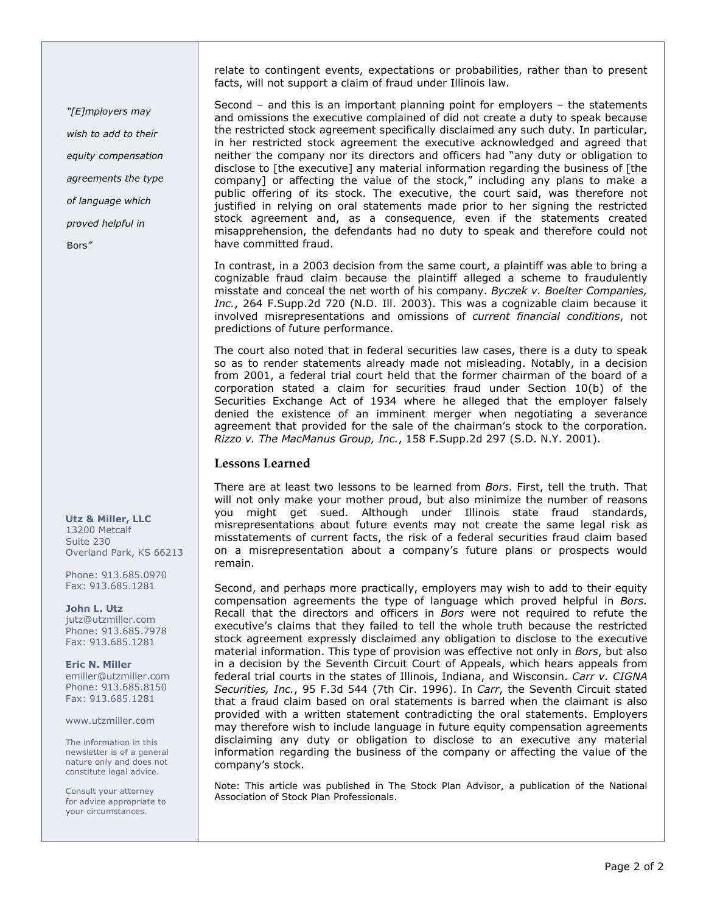relate to contingent events, expectations or probabilities, rather than to present facts, will not support a claim of fraud under Illinois law.

Second – and this is an important planning point for employers – the statements and omissions the executive complained of did not create a duty to speak because the restricted stock agreement specifically disclaimed any such duty. In particular, in her restricted stock agreement the executive acknowledged and agreed that neither the company nor its directors and officers had "any duty or obligation to disclose to [the executive] any material information regarding the business of [the company] or affecting the value of the stock," including any plans to make a public offering of its stock. The executive, the court said, was therefore not justified in relying on oral statements made prior to her signing the restricted stock agreement and, as a consequence, even if the statements created misapprehension, the defendants had no duty to speak and therefore could not have committed fraud.

In contrast, in a 2003 decision from the same court, a plaintiff was able to bring a cognizable fraud claim because the plaintiff alleged a scheme to fraudulently misstate and conceal the net worth of his company. *Byczek v. Boelter Companies, Inc.*, 264 F.Supp.2d 720 (N.D. Ill. 2003). This was a cognizable claim because it involved misrepresentations and omissions of *current financial conditions*, not predictions of future performance.

The court also noted that in federal securities law cases, there is a duty to speak so as to render statements already made not misleading. Notably, in a decision from 2001, a federal trial court held that the former chairman of the board of a corporation stated a claim for securities fraud under Section 10(b) of the Securities Exchange Act of 1934 where he alleged that the employer falsely denied the existence of an imminent merger when negotiating a severance agreement that provided for the sale of the chairman's stock to the corporation. *Rizzo v. The MacManus Group, Inc.*, 158 F.Supp.2d 297 (S.D. N.Y. 2001).

## Lessons Learned

There are at least two lessons to be learned from *Bors*. First, tell the truth. That will not only make your mother proud, but also minimize the number of reasons you might get sued. Although under Illinois state fraud standards, misrepresentations about future events may not create the same legal risk as misstatements of current facts, the risk of a federal securities fraud claim based on a misrepresentation about a company's future plans or prospects would remain.

Second, and perhaps more practically, employers may wish to add to their equity compensation agreements the type of language which proved helpful in *Bors.* Recall that the directors and officers in *Bors* were not required to refute the executive's claims that they failed to tell the whole truth because the restricted stock agreement expressly disclaimed any obligation to disclose to the executive material information. This type of provision was effective not only in *Bors*, but also in a decision by the Seventh Circuit Court of Appeals, which hears appeals from federal trial courts in the states of Illinois, Indiana, and Wisconsin. *Carr v. CIGNA Securities, Inc.*, 95 F.3d 544 (7th Cir. 1996). In *Carr*, the Seventh Circuit stated that a fraud claim based on oral statements is barred when the claimant is also provided with a written statement contradicting the oral statements. Employers may therefore wish to include language in future equity compensation agreements disclaiming any duty or obligation to disclose to an executive any material information regarding the business of the company or affecting the value of the company's stock.

Note: This article was published in The Stock Plan Advisor, a publication of the National Association of Stock Plan Professionals.

*"[E]mployers may wish to add to their equity compensation agreements the type of language which proved helpful in Bors"*

**Utz & Miller, LLC**
13200 Metcalf
Suite 230
Overland Park, KS 66213

Phone: 913.685.0970
Fax: 913.685.1281

**John L. Utz**
jutz@utzmiller.com
Phone: 913.685.7978
Fax: 913.685.1281

**Eric N. Miller**
emiller@utzmiller.com
Phone: 913.685.8150
Fax: 913.685.1281

www.utzmiller.com

The information in this newsletter is of a general nature only and does not constitute legal advice.

Consult your attorney for advice appropriate to your circumstances.